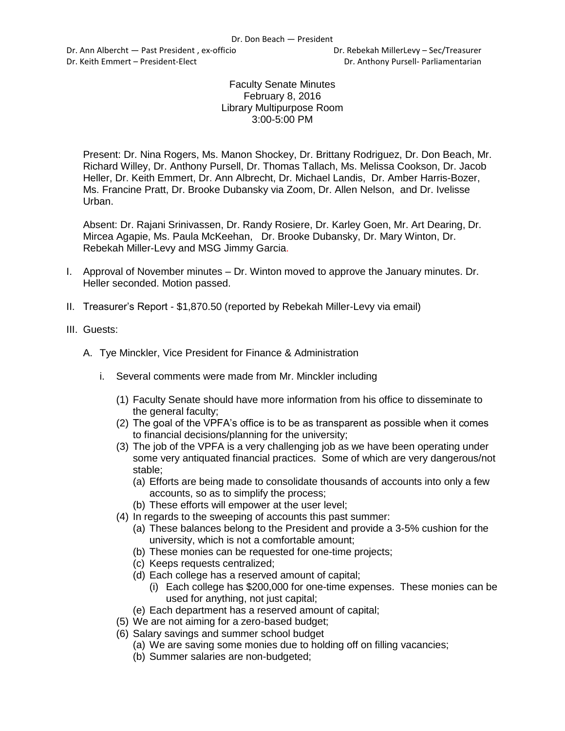Dr. Don Beach — President

Dr. Ann Albercht — Past President , ex-officio

Dr. Rebekah MillerLevy – Sec/Treasurer

Dr. Keith Emmert – President-Elect

Dr. Anthony Pursell- Parliamentarian

Faculty Senate Minutes
February 8, 2016
Library Multipurpose Room
3:00-5:00 PM

Present: Dr. Nina Rogers, Ms. Manon Shockey, Dr. Brittany Rodriguez, Dr. Don Beach, Mr. Richard Willey, Dr. Anthony Pursell, Dr. Thomas Tallach, Ms. Melissa Cookson, Dr. Jacob Heller, Dr. Keith Emmert, Dr. Ann Albrecht, Dr. Michael Landis, Dr. Amber Harris-Bozer, Ms. Francine Pratt, Dr. Brooke Dubansky via Zoom, Dr. Allen Nelson, and Dr. Ivelisse Urban.

Absent: Dr. Rajani Srinivassen, Dr. Randy Rosiere, Dr. Karley Goen, Mr. Art Dearing, Dr. Mircea Agapie, Ms. Paula McKeehan, Dr. Brooke Dubansky, Dr. Mary Winton, Dr. Rebekah Miller-Levy and MSG Jimmy Garcia.

I. Approval of November minutes – Dr. Winton moved to approve the January minutes. Dr. Heller seconded. Motion passed.

II. Treasurer's Report - $1,870.50 (reported by Rebekah Miller-Levy via email)

III. Guests:

   A. Tye Minckler, Vice President for Finance & Administration

      i. Several comments were made from Mr. Minckler including

         (1) Faculty Senate should have more information from his office to disseminate to the general faculty;
         (2) The goal of the VPFA's office is to be as transparent as possible when it comes to financial decisions/planning for the university;
         (3) The job of the VPFA is a very challenging job as we have been operating under some very antiquated financial practices. Some of which are very dangerous/not stable;
            (a) Efforts are being made to consolidate thousands of accounts into only a few accounts, so as to simplify the process;
            (b) These efforts will empower at the user level;
         (4) In regards to the sweeping of accounts this past summer:
            (a) These balances belong to the President and provide a 3-5% cushion for the university, which is not a comfortable amount;
            (b) These monies can be requested for one-time projects;
            (c) Keeps requests centralized;
            (d) Each college has a reserved amount of capital;
               (i) Each college has $200,000 for one-time expenses. These monies can be used for anything, not just capital;
            (e) Each department has a reserved amount of capital;
         (5) We are not aiming for a zero-based budget;
         (6) Salary savings and summer school budget
            (a) We are saving some monies due to holding off on filling vacancies;
            (b) Summer salaries are non-budgeted;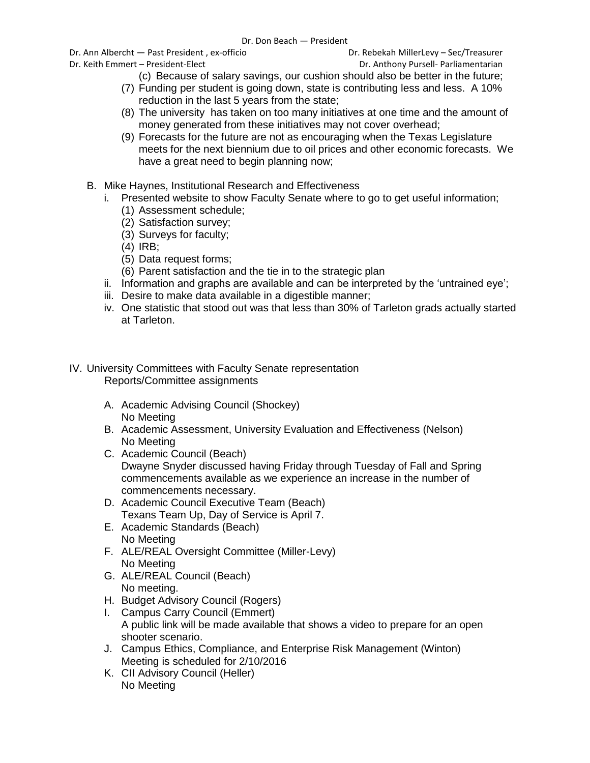(c) Because of salary savings, our cushion should also be better in the future;

(7) Funding per student is going down, state is contributing less and less. A 10% reduction in the last 5 years from the state;

(8) The university has taken on too many initiatives at one time and the amount of money generated from these initiatives may not cover overhead;

(9) Forecasts for the future are not as encouraging when the Texas Legislature meets for the next biennium due to oil prices and other economic forecasts. We have a great need to begin planning now;

B. Mike Haynes, Institutional Research and Effectiveness

i. Presented website to show Faculty Senate where to go to get useful information;
   - (1) Assessment schedule;
   - (2) Satisfaction survey;
   - (3) Surveys for faculty;
   - (4) IRB;
   - (5) Data request forms;
   - (6) Parent satisfaction and the tie in to the strategic plan

ii. Information and graphs are available and can be interpreted by the 'untrained eye';

iii. Desire to make data available in a digestible manner;

iv. One statistic that stood out was that less than 30% of Tarleton grads actually started at Tarleton.

IV. University Committees with Faculty Senate representation
Reports/Committee assignments

A. Academic Advising Council (Shockey)
No Meeting

B. Academic Assessment, University Evaluation and Effectiveness (Nelson)
No Meeting

C. Academic Council (Beach)
Dwayne Snyder discussed having Friday through Tuesday of Fall and Spring commencements available as we experience an increase in the number of commencements necessary.

D. Academic Council Executive Team (Beach)
Texans Team Up, Day of Service is April 7.

E. Academic Standards (Beach)
No Meeting

F. ALE/REAL Oversight Committee (Miller-Levy)
No Meeting

G. ALE/REAL Council (Beach)
No meeting.

H. Budget Advisory Council (Rogers)

I. Campus Carry Council (Emmert)
A public link will be made available that shows a video to prepare for an open shooter scenario.

J. Campus Ethics, Compliance, and Enterprise Risk Management (Winton)
Meeting is scheduled for 2/10/2016

K. CII Advisory Council (Heller)
No Meeting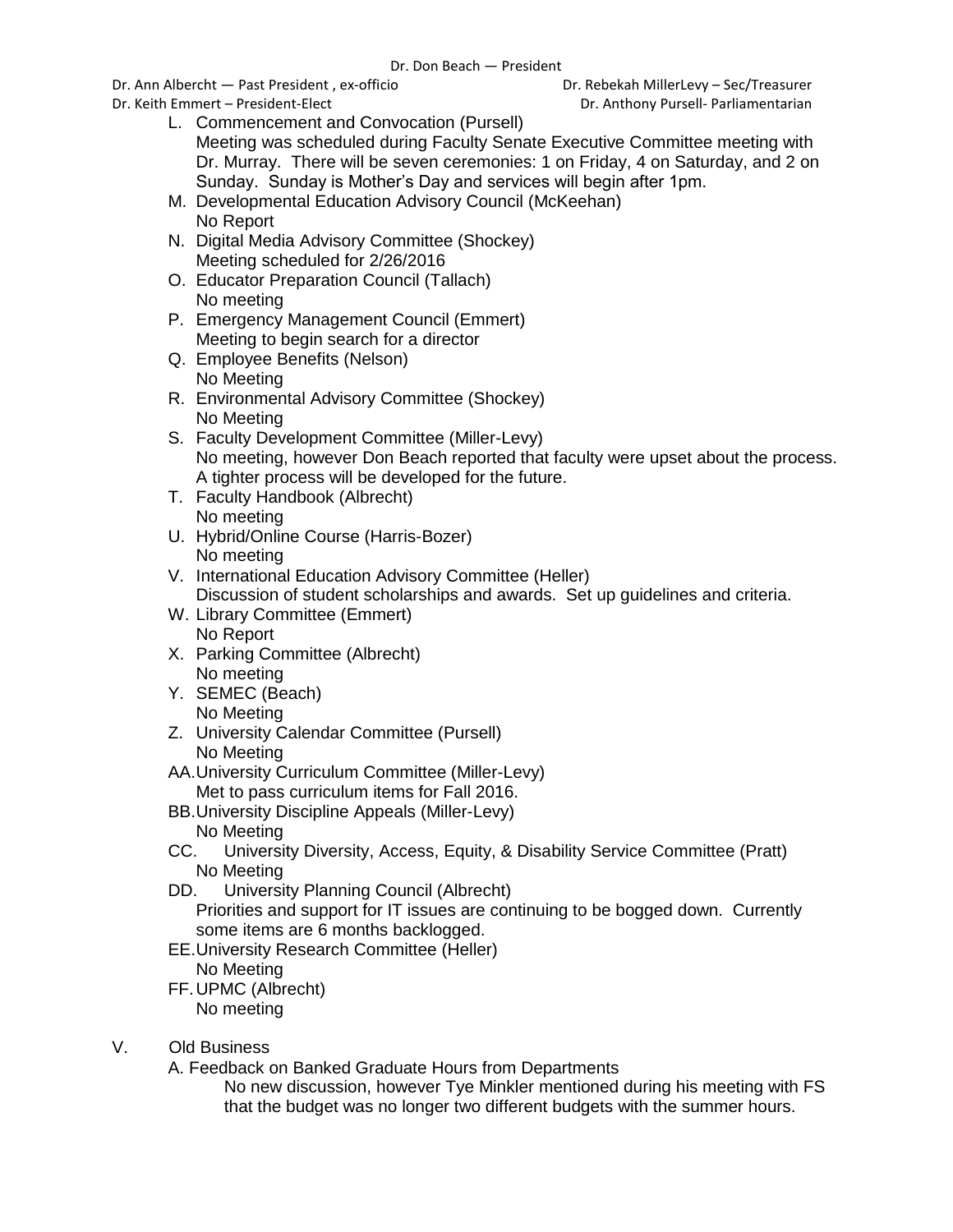Dr. Don Beach — President

Dr. Ann Albercht — Past President , ex-officio    Dr. Rebekah MillerLevy – Sec/Treasurer

Dr. Keith Emmert – President-Elect    Dr. Anthony Pursell- Parliamentarian

L. Commencement and Convocation (Pursell)
   Meeting was scheduled during Faculty Senate Executive Committee meeting with Dr. Murray. There will be seven ceremonies: 1 on Friday, 4 on Saturday, and 2 on Sunday. Sunday is Mother's Day and services will begin after 1pm.

M. Developmental Education Advisory Council (McKeehan)
   No Report

N. Digital Media Advisory Committee (Shockey)
   Meeting scheduled for 2/26/2016

O. Educator Preparation Council (Tallach)
   No meeting

P. Emergency Management Council (Emmert)
   Meeting to begin search for a director

Q. Employee Benefits (Nelson)
   No Meeting

R. Environmental Advisory Committee (Shockey)
   No Meeting

S. Faculty Development Committee (Miller-Levy)
   No meeting, however Don Beach reported that faculty were upset about the process. A tighter process will be developed for the future.

T. Faculty Handbook (Albrecht)
   No meeting

U. Hybrid/Online Course (Harris-Bozer)
   No meeting

V. International Education Advisory Committee (Heller)
   Discussion of student scholarships and awards. Set up guidelines and criteria.

W. Library Committee (Emmert)
   No Report

X. Parking Committee (Albrecht)
   No meeting

Y. SEMEC (Beach)
   No Meeting

Z. University Calendar Committee (Pursell)
   No Meeting

AA. University Curriculum Committee (Miller-Levy)
   Met to pass curriculum items for Fall 2016.

BB. University Discipline Appeals (Miller-Levy)
   No Meeting

CC. University Diversity, Access, Equity, & Disability Service Committee (Pratt)
   No Meeting

DD. University Planning Council (Albrecht)
   Priorities and support for IT issues are continuing to be bogged down. Currently some items are 6 months backlogged.

EE. University Research Committee (Heller)
   No Meeting

FF. UPMC (Albrecht)
   No meeting

V. Old Business

A. Feedback on Banked Graduate Hours from Departments
   No new discussion, however Tye Minkler mentioned during his meeting with FS that the budget was no longer two different budgets with the summer hours.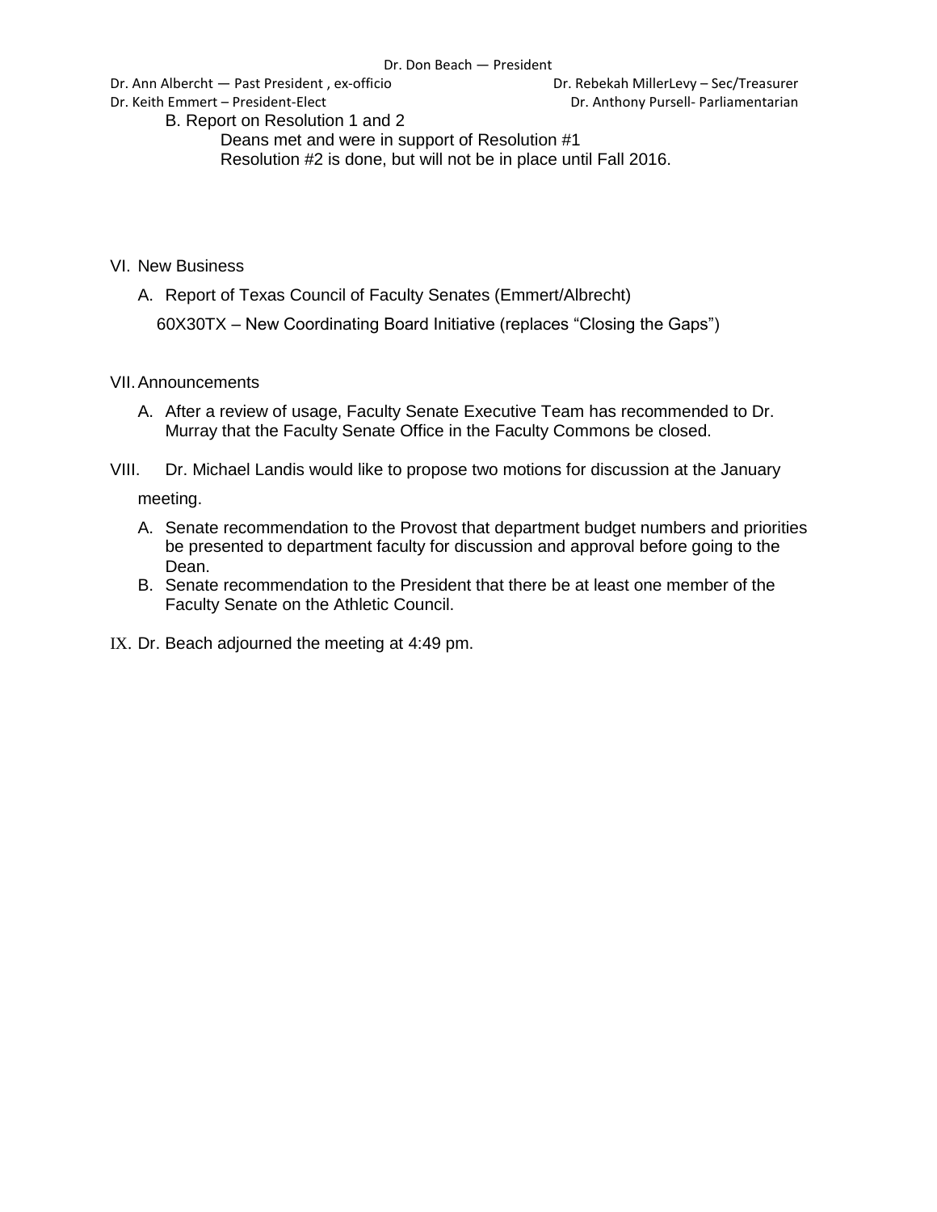B. Report on Resolution 1 and 2

Deans met and were in support of Resolution #1

Resolution #2 is done, but will not be in place until Fall 2016.

VI. New Business

A. Report of Texas Council of Faculty Senates (Emmert/Albrecht)

60X30TX – New Coordinating Board Initiative (replaces "Closing the Gaps")

VII. Announcements

A. After a review of usage, Faculty Senate Executive Team has recommended to Dr. Murray that the Faculty Senate Office in the Faculty Commons be closed.

VIII. Dr. Michael Landis would like to propose two motions for discussion at the January meeting.

A. Senate recommendation to the Provost that department budget numbers and priorities be presented to department faculty for discussion and approval before going to the Dean.

B. Senate recommendation to the President that there be at least one member of the Faculty Senate on the Athletic Council.

IX. Dr. Beach adjourned the meeting at 4:49 pm.